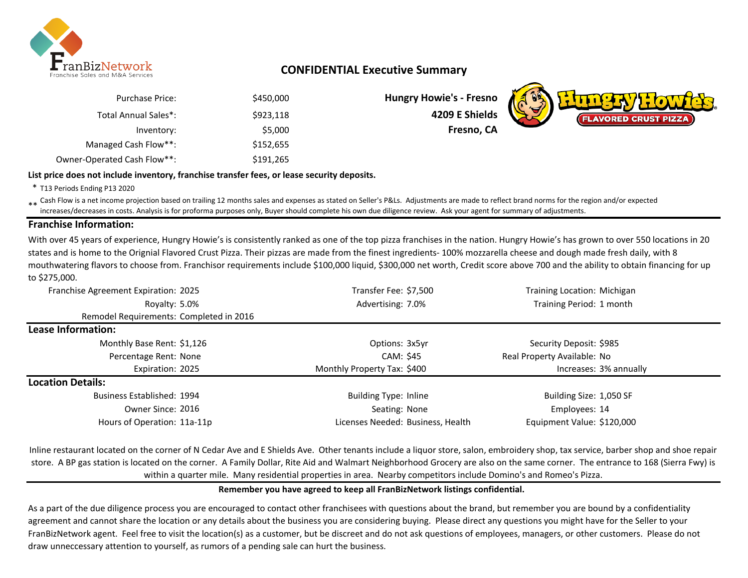# CONFIDENTIAL Executive Summary

| | |
|---|---|
| Purchase Price: | $450,000 |
| Total Annual Sales*: | $923,118 |
| Inventory: | $5,000 |
| Managed Cash Flow**: | $152,655 |
| Owner-Operated Cash Flow**: | $191,265 |

**Hungry Howie's - Fresno**
**4209 E Shields**
**Fresno, CA**

**List price does not include inventory, franchise transfer fees, or lease security deposits.**

\* T13 Periods Ending P13 2020

** Cash Flow is a net income projection based on trailing 12 months sales and expenses as stated on Seller's P&Ls. Adjustments are made to reflect brand norms for the region and/or expected increases/decreases in costs. Analysis is for proforma purposes only, Buyer should complete his own due diligence review. Ask your agent for summary of adjustments.

## Franchise Information:

With over 45 years of experience, Hungry Howie's is consistently ranked as one of the top pizza franchises in the nation. Hungry Howie's has grown to over 550 locations in 20 states and is home to the Orignial Flavored Crust Pizza. Their pizzas are made from the finest ingredients- 100% mozzarella cheese and dough made fresh daily, with 8 mouthwatering flavors to choose from. Franchisor requirements include $100,000 liquid, $300,000 net worth, Credit score above 700 and the ability to obtain financing for up to $275,000.

| | | | | | |
|---|---|---|---|---|---|
| Franchise Agreement Expiration: | 2025 | Transfer Fee: | $7,500 | Training Location: | Michigan |
| Royalty: | 5.0% | Advertising: | 7.0% | Training Period: | 1 month |
| Remodel Requirements: | Completed in 2016 | | | | |

## Lease Information:

| | | | | | |
|---|---|---|---|---|---|
| Monthly Base Rent: | $1,126 | Options: | 3x5yr | Security Deposit: | $985 |
| Percentage Rent: | None | CAM: | $45 | Real Property Available: | No |
| Expiration: | 2025 | Monthly Property Tax: | $400 | Increases: | 3% annually |

## Location Details:

| | | | | | |
|---|---|---|---|---|---|
| Business Established: | 1994 | Building Type: | Inline | Building Size: | 1,050 SF |
| Owner Since: | 2016 | Seating: | None | Employees: | 14 |
| Hours of Operation: | 11a-11p | Licenses Needed: | Business, Health | Equipment Value: | $120,000 |

Inline restaurant located on the corner of N Cedar Ave and E Shields Ave. Other tenants include a liquor store, salon, embroidery shop, tax service, barber shop and shoe repair store. A BP gas station is located on the corner. A Family Dollar, Rite Aid and Walmart Neighborhood Grocery are also on the same corner. The entrance to 168 (Sierra Fwy) is within a quarter mile. Many residential properties in area. Nearby competitors include Domino's and Romeo's Pizza.

**Remember you have agreed to keep all FranBizNetwork listings confidential.**

As a part of the due diligence process you are encouraged to contact other franchisees with questions about the brand, but remember you are bound by a confidentiality agreement and cannot share the location or any details about the business you are considering buying. Please direct any questions you might have for the Seller to your FranBizNetwork agent. Feel free to visit the location(s) as a customer, but be discreet and do not ask questions of employees, managers, or other customers. Please do not draw unneccessary attention to yourself, as rumors of a pending sale can hurt the business.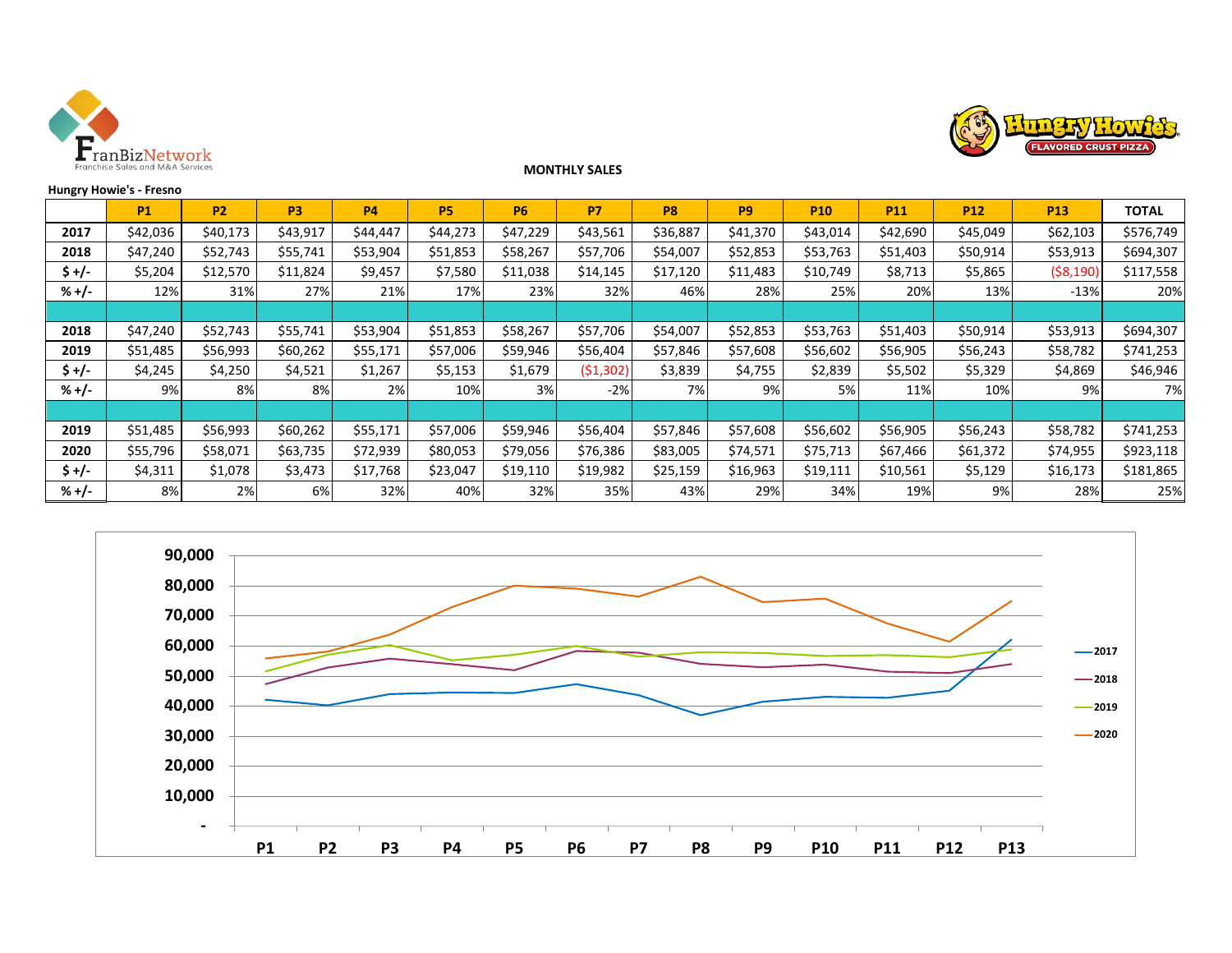**MONTHLY SALES**

**Hungry Howie's - Fresno**

| | P1 | P2 | P3 | P4 | P5 | P6 | P7 | P8 | P9 | P10 | P11 | P12 | P13 | TOTAL |
|---|---|---|---|---|---|---|---|---|---|---|---|---|---|---|
| 2017 | $42,036 | $40,173 | $43,917 | $44,447 | $44,273 | $47,229 | $43,561 | $36,887 | $41,370 | $43,014 | $42,690 | $45,049 | $62,103 | $576,749 |
| 2018 | $47,240 | $52,743 | $55,741 | $53,904 | $51,853 | $58,267 | $57,706 | $54,007 | $52,853 | $53,763 | $51,403 | $50,914 | $53,913 | $694,307 |
| $ +/- | $5,204 | $12,570 | $11,824 | $9,457 | $7,580 | $11,038 | $14,145 | $17,120 | $11,483 | $10,749 | $8,713 | $5,865 | ($8,190) | $117,558 |
| % +/- | 12% | 31% | 27% | 21% | 17% | 23% | 32% | 46% | 28% | 25% | 20% | 13% | -13% | 20% |
| | | | | | | | | | | | | | | |
| 2018 | $47,240 | $52,743 | $55,741 | $53,904 | $51,853 | $58,267 | $57,706 | $54,007 | $52,853 | $53,763 | $51,403 | $50,914 | $53,913 | $694,307 |
| 2019 | $51,485 | $56,993 | $60,262 | $55,171 | $57,006 | $59,946 | $56,404 | $57,846 | $57,608 | $56,602 | $56,905 | $56,243 | $58,782 | $741,253 |
| $ +/- | $4,245 | $4,250 | $4,521 | $1,267 | $5,153 | $1,679 | ($1,302) | $3,839 | $4,755 | $2,839 | $5,502 | $5,329 | $4,869 | $46,946 |
| % +/- | 9% | 8% | 8% | 2% | 10% | 3% | -2% | 7% | 9% | 5% | 11% | 10% | 9% | 7% |
| | | | | | | | | | | | | | | |
| 2019 | $51,485 | $56,993 | $60,262 | $55,171 | $57,006 | $59,946 | $56,404 | $57,846 | $57,608 | $56,602 | $56,905 | $56,243 | $58,782 | $741,253 |
| 2020 | $55,796 | $58,071 | $63,735 | $72,939 | $80,053 | $79,056 | $76,386 | $83,005 | $74,571 | $75,713 | $67,466 | $61,372 | $74,955 | $923,118 |
| $ +/- | $4,311 | $1,078 | $3,473 | $17,768 | $23,047 | $19,110 | $19,982 | $25,159 | $16,963 | $19,111 | $10,561 | $5,129 | $16,173 | $181,865 |
| % +/- | 8% | 2% | 6% | 32% | 40% | 32% | 35% | 43% | 29% | 34% | 19% | 9% | 28% | 25% |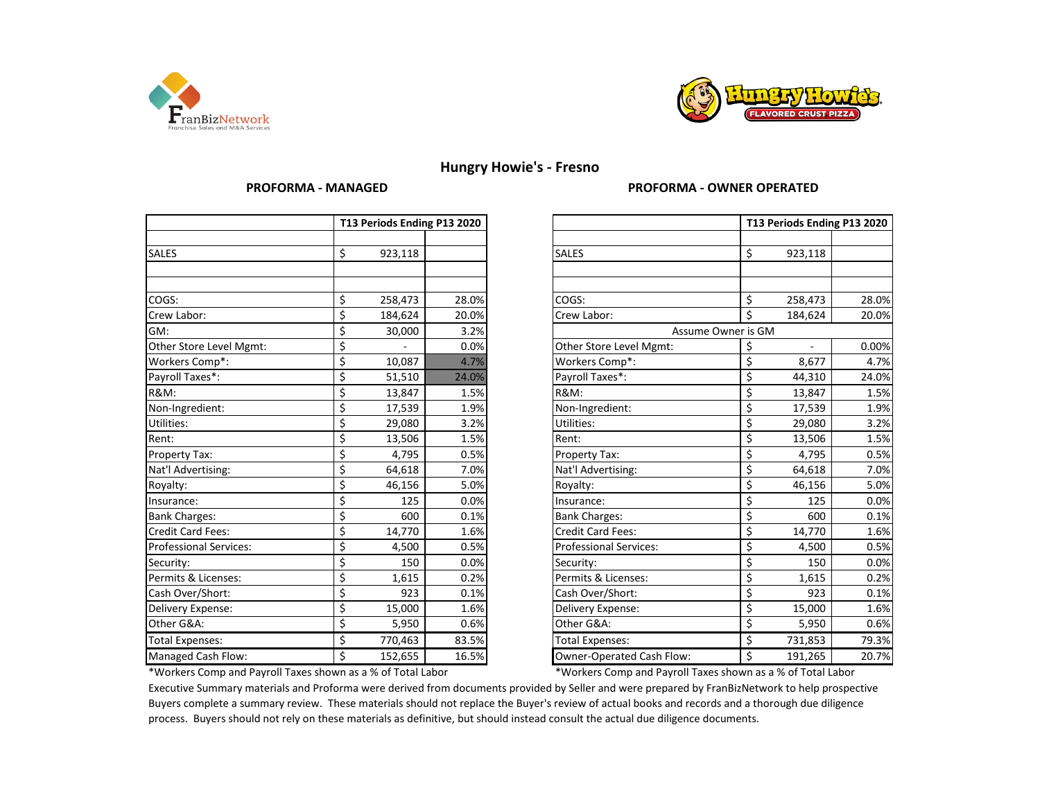# Hungry Howie's - Fresno

## PROFORMA - MANAGED

| | T13 Periods Ending P13 2020 | |
|---|---|---|
| SALES | $ 923,118 | |
| COGS: | $ 258,473 | 28.0% |
| Crew Labor: | $ 184,624 | 20.0% |
| GM: | $ 30,000 | 3.2% |
| Other Store Level Mgmt: | $ - | 0.0% |
| Workers Comp*: | $ 10,087 | 4.7% |
| Payroll Taxes*: | $ 51,510 | 24.0% |
| R&M: | $ 13,847 | 1.5% |
| Non-Ingredient: | $ 17,539 | 1.9% |
| Utilities: | $ 29,080 | 3.2% |
| Rent: | $ 13,506 | 1.5% |
| Property Tax: | $ 4,795 | 0.5% |
| Nat'l Advertising: | $ 64,618 | 7.0% |
| Royalty: | $ 46,156 | 5.0% |
| Insurance: | $ 125 | 0.0% |
| Bank Charges: | $ 600 | 0.1% |
| Credit Card Fees: | $ 14,770 | 1.6% |
| Professional Services: | $ 4,500 | 0.5% |
| Security: | $ 150 | 0.0% |
| Permits & Licenses: | $ 1,615 | 0.2% |
| Cash Over/Short: | $ 923 | 0.1% |
| Delivery Expense: | $ 15,000 | 1.6% |
| Other G&A: | $ 5,950 | 0.6% |
| Total Expenses: | $ 770,463 | 83.5% |
| Managed Cash Flow: | $ 152,655 | 16.5% |

*Workers Comp and Payroll Taxes shown as a % of Total Labor

## PROFORMA - OWNER OPERATED

| | T13 Periods Ending P13 2020 | |
|---|---|---|
| SALES | $ 923,118 | |
| COGS: | $ 258,473 | 28.0% |
| Crew Labor: | $ 184,624 | 20.0% |
| Assume Owner is GM | | |
| Other Store Level Mgmt: | $ - | 0.00% |
| Workers Comp*: | $ 8,677 | 4.7% |
| Payroll Taxes*: | $ 44,310 | 24.0% |
| R&M: | $ 13,847 | 1.5% |
| Non-Ingredient: | $ 17,539 | 1.9% |
| Utilities: | $ 29,080 | 3.2% |
| Rent: | $ 13,506 | 1.5% |
| Property Tax: | $ 4,795 | 0.5% |
| Nat'l Advertising: | $ 64,618 | 7.0% |
| Royalty: | $ 46,156 | 5.0% |
| Insurance: | $ 125 | 0.0% |
| Bank Charges: | $ 600 | 0.1% |
| Credit Card Fees: | $ 14,770 | 1.6% |
| Professional Services: | $ 4,500 | 0.5% |
| Security: | $ 150 | 0.0% |
| Permits & Licenses: | $ 1,615 | 0.2% |
| Cash Over/Short: | $ 923 | 0.1% |
| Delivery Expense: | $ 15,000 | 1.6% |
| Other G&A: | $ 5,950 | 0.6% |
| Total Expenses: | $ 731,853 | 79.3% |
| Owner-Operated Cash Flow: | $ 191,265 | 20.7% |

*Workers Comp and Payroll Taxes shown as a % of Total Labor

Executive Summary materials and Proforma were derived from documents provided by Seller and were prepared by FranBizNetwork to help prospective Buyers complete a summary review. These materials should not replace the Buyer's review of actual books and records and a thorough due diligence process. Buyers should not rely on these materials as definitive, but should instead consult the actual due diligence documents.